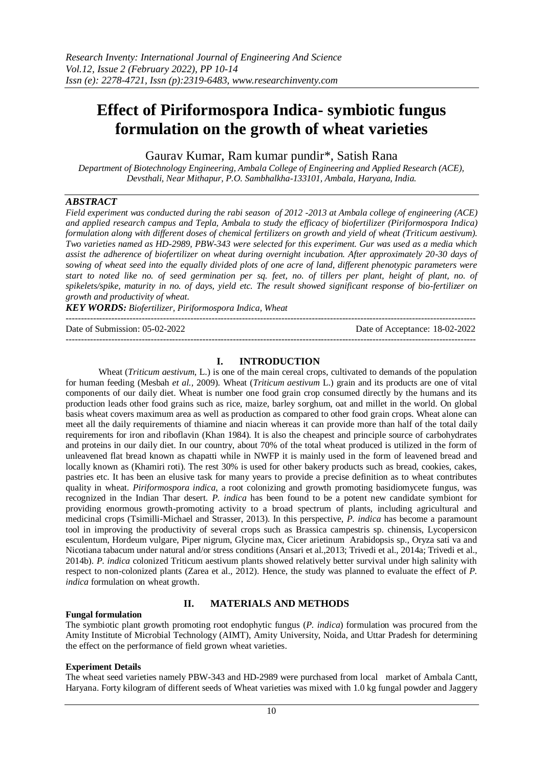# Effect of Piriformospora Indica- symbiotic fungus formulation on the growth of wheat varieties

Gaurav Kumar, Ram kumar pundir*, Satish Rana

*Department of Biotechnology Engineering, Ambala College of Engineering and Applied Research (ACE), Devsthali, Near Mithapur, P.O. Sambhalkha-133101, Ambala, Haryana, India.*

## ABSTRACT

*Field experiment was conducted during the rabi season of 2012 -2013 at Ambala college of engineering (ACE) and applied research campus and Tepla, Ambala to study the efficacy of biofertilizer (Piriformospora Indica) formulation along with different doses of chemical fertilizers on growth and yield of wheat (Triticum aestivum). Two varieties named as HD-2989, PBW-343 were selected for this experiment. Gur was used as a media which assist the adherence of biofertilizer on wheat during overnight incubation. After approximately 20-30 days of sowing of wheat seed into the equally divided plots of one acre of land, different phenotypic parameters were start to noted like no. of seed germination per sq. feet, no. of tillers per plant, height of plant, no. of spikelets/spike, maturity in no. of days, yield etc. The result showed significant response of bio-fertilizer on growth and productivity of wheat.*

***KEY WORDS:*** *Biofertilizer, Piriformospora Indica, Wheat*

---

Date of Submission: 05-02-2022 | Date of Acceptance: 18-02-2022

---

## I. INTRODUCTION

Wheat (*Triticum aestivum*, L.) is one of the main cereal crops, cultivated to demands of the population for human feeding (Mesbah *et al.,* 2009). Wheat (*Triticum aestivum* L.) grain and its products are one of vital components of our daily diet. Wheat is number one food grain crop consumed directly by the humans and its production leads other food grains such as rice, maize, barley sorghum, oat and millet in the world. On global basis wheat covers maximum area as well as production as compared to other food grain crops. Wheat alone can meet all the daily requirements of thiamine and niacin whereas it can provide more than half of the total daily requirements for iron and riboflavin (Khan 1984). It is also the cheapest and principle source of carbohydrates and proteins in our daily diet. In our country, about 70% of the total wheat produced is utilized in the form of unleavened flat bread known as chapatti while in NWFP it is mainly used in the form of leavened bread and locally known as (Khamiri roti). The rest 30% is used for other bakery products such as bread, cookies, cakes, pastries etc. It has been an elusive task for many years to provide a precise definition as to what contributes quality in wheat. *Piriformospora indica*, a root colonizing and growth promoting basidiomycete fungus, was recognized in the Indian Thar desert. *P. indica* has been found to be a potent new candidate symbiont for providing enormous growth-promoting activity to a broad spectrum of plants, including agricultural and medicinal crops (Tsimilli-Michael and Strasser, 2013). In this perspective, *P. indica* has become a paramount tool in improving the productivity of several crops such as Brassica campestris sp. chinensis, Lycopersicon esculentum, Hordeum vulgare, Piper nigrum, Glycine max, Cicer arietinum Arabidopsis sp., Oryza sati va and Nicotiana tabacum under natural and/or stress conditions (Ansari et al.,2013; Trivedi et al., 2014a; Trivedi et al., 2014b). *P. indica* colonized Triticum aestivum plants showed relatively better survival under high salinity with respect to non-colonized plants (Zarea et al., 2012). Hence, the study was planned to evaluate the effect of *P. indica* formulation on wheat growth.

## II. MATERIALS AND METHODS

**Fungal formulation**

The symbiotic plant growth promoting root endophytic fungus (*P. indica*) formulation was procured from the Amity Institute of Microbial Technology (AIMT), Amity University, Noida, and Uttar Pradesh for determining the effect on the performance of field grown wheat varieties.

**Experiment Details**

The wheat seed varieties namely PBW-343 and HD-2989 were purchased from local market of Ambala Cantt, Haryana. Forty kilogram of different seeds of Wheat varieties was mixed with 1.0 kg fungal powder and Jaggery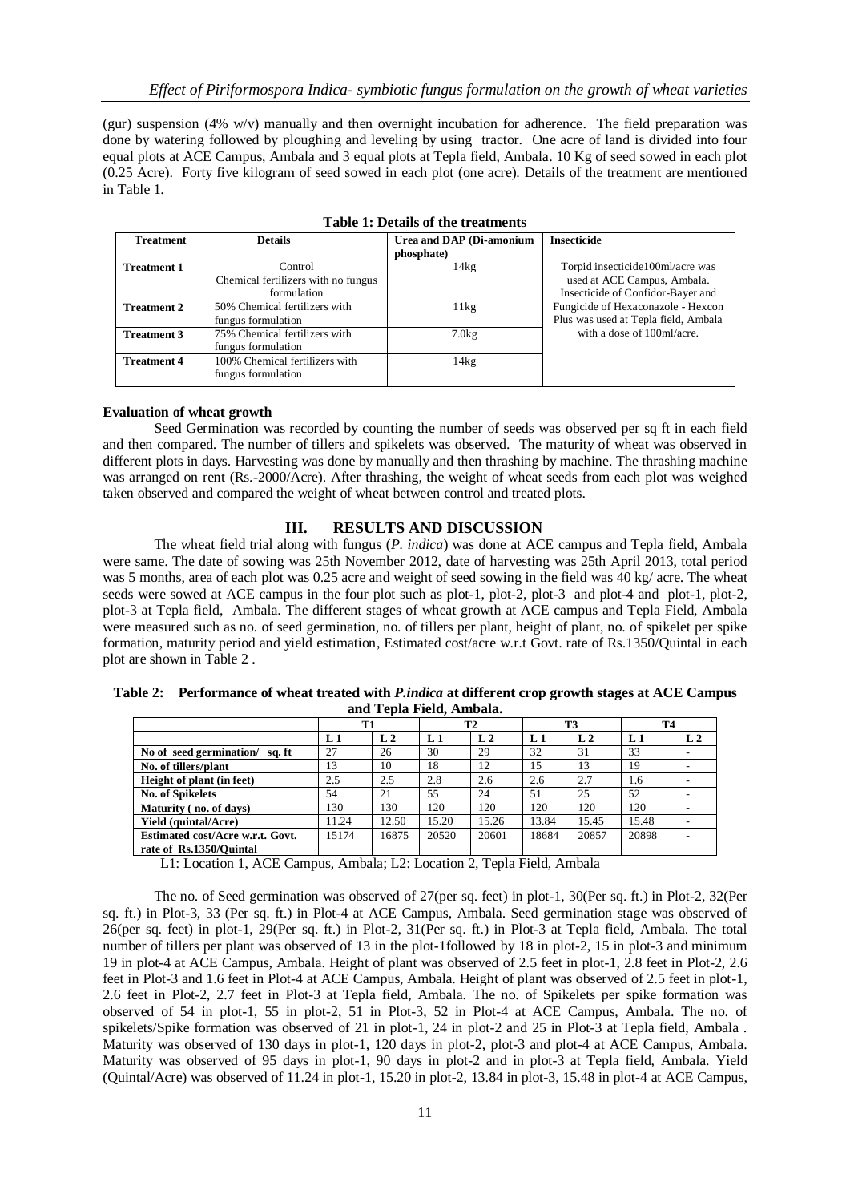(gur) suspension (4% w/v) manually and then overnight incubation for adherence. The field preparation was done by watering followed by ploughing and leveling by using tractor. One acre of land is divided into four equal plots at ACE Campus, Ambala and 3 equal plots at Tepla field, Ambala. 10 Kg of seed sowed in each plot (0.25 Acre). Forty five kilogram of seed sowed in each plot (one acre). Details of the treatment are mentioned in Table 1.

**Table 1: Details of the treatments**

| Treatment | Details | Urea and DAP (Di-amonium phosphate) | Insecticide |
|---|---|---|---|
| **Treatment 1** | Control Chemical fertilizers with no fungus formulation | 14kg | Torpid insecticide100ml/acre was used at ACE Campus, Ambala. Insecticide of Confidor-Bayer and Fungicide of Hexaconazole - Hexcon Plus was used at Tepla field, Ambala with a dose of 100ml/acre. |
| **Treatment 2** | 50% Chemical fertilizers with fungus formulation | 11kg | |
| **Treatment 3** | 75% Chemical fertilizers with fungus formulation | 7.0kg | |
| **Treatment 4** | 100% Chemical fertilizers with fungus formulation | 14kg | |

**Evaluation of wheat growth**

Seed Germination was recorded by counting the number of seeds was observed per sq ft in each field and then compared. The number of tillers and spikelets was observed. The maturity of wheat was observed in different plots in days. Harvesting was done by manually and then thrashing by machine. The thrashing machine was arranged on rent (Rs.-2000/Acre). After thrashing, the weight of wheat seeds from each plot was weighed taken observed and compared the weight of wheat between control and treated plots.

## III. RESULTS AND DISCUSSION

The wheat field trial along with fungus (*P. indica*) was done at ACE campus and Tepla field, Ambala were same. The date of sowing was 25th November 2012, date of harvesting was 25th April 2013, total period was 5 months, area of each plot was 0.25 acre and weight of seed sowing in the field was 40 kg/ acre. The wheat seeds were sowed at ACE campus in the four plot such as plot-1, plot-2, plot-3 and plot-4 and plot-1, plot-2, plot-3 at Tepla field, Ambala. The different stages of wheat growth at ACE campus and Tepla Field, Ambala were measured such as no. of seed germination, no. of tillers per plant, height of plant, no. of spikelet per spike formation, maturity period and yield estimation, Estimated cost/acre w.r.t Govt. rate of Rs.1350/Quintal in each plot are shown in Table 2 .

**Table 2: Performance of wheat treated with *P.indica* at different crop growth stages at ACE Campus and Tepla Field, Ambala.**

| | T1 | | T2 | | T3 | | T4 | |
|---|---|---|---|---|---|---|---|---|
| | L 1 | L 2 | L 1 | L 2 | L 1 | L 2 | L 1 | L 2 |
| **No of seed germination/ sq. ft** | 27 | 26 | 30 | 29 | 32 | 31 | 33 | - |
| **No. of tillers/plant** | 13 | 10 | 18 | 12 | 15 | 13 | 19 | - |
| **Height of plant (in feet)** | 2.5 | 2.5 | 2.8 | 2.6 | 2.6 | 2.7 | 1.6 | - |
| **No. of Spikelets** | 54 | 21 | 55 | 24 | 51 | 25 | 52 | - |
| **Maturity ( no. of days)** | 130 | 130 | 120 | 120 | 120 | 120 | 120 | - |
| **Yield (quintal/Acre)** | 11.24 | 12.50 | 15.20 | 15.26 | 13.84 | 15.45 | 15.48 | - |
| **Estimated cost/Acre w.r.t. Govt. rate of Rs.1350/Quintal** | 15174 | 16875 | 20520 | 20601 | 18684 | 20857 | 20898 | - |

L1: Location 1, ACE Campus, Ambala; L2: Location 2, Tepla Field, Ambala

The no. of Seed germination was observed of 27(per sq. feet) in plot-1, 30(Per sq. ft.) in Plot-2, 32(Per sq. ft.) in Plot-3, 33 (Per sq. ft.) in Plot-4 at ACE Campus, Ambala. Seed germination stage was observed of 26(per sq. feet) in plot-1, 29(Per sq. ft.) in Plot-2, 31(Per sq. ft.) in Plot-3 at Tepla field, Ambala. The total number of tillers per plant was observed of 13 in the plot-1followed by 18 in plot-2, 15 in plot-3 and minimum 19 in plot-4 at ACE Campus, Ambala. Height of plant was observed of 2.5 feet in plot-1, 2.8 feet in Plot-2, 2.6 feet in Plot-3 and 1.6 feet in Plot-4 at ACE Campus, Ambala. Height of plant was observed of 2.5 feet in plot-1, 2.6 feet in Plot-2, 2.7 feet in Plot-3 at Tepla field, Ambala. The no. of Spikelets per spike formation was observed of 54 in plot-1, 55 in plot-2, 51 in Plot-3, 52 in Plot-4 at ACE Campus, Ambala. The no. of spikelets/Spike formation was observed of 21 in plot-1, 24 in plot-2 and 25 in Plot-3 at Tepla field, Ambala . Maturity was observed of 130 days in plot-1, 120 days in plot-2, plot-3 and plot-4 at ACE Campus, Ambala. Maturity was observed of 95 days in plot-1, 90 days in plot-2 and in plot-3 at Tepla field, Ambala. Yield (Quintal/Acre) was observed of 11.24 in plot-1, 15.20 in plot-2, 13.84 in plot-3, 15.48 in plot-4 at ACE Campus,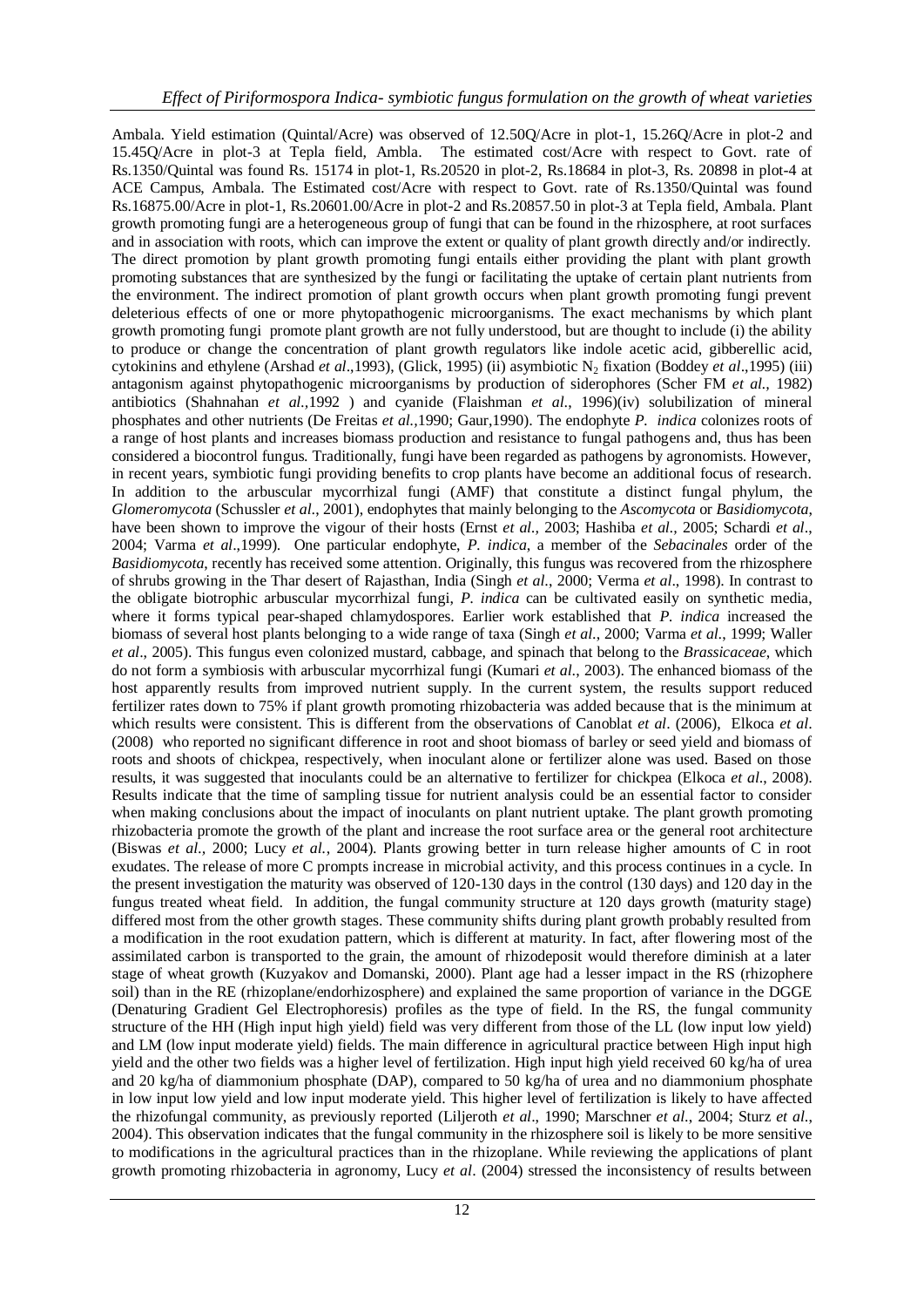Ambala. Yield estimation (Quintal/Acre) was observed of 12.50Q/Acre in plot-1, 15.26Q/Acre in plot-2 and 15.45Q/Acre in plot-3 at Tepla field, Ambla. The estimated cost/Acre with respect to Govt. rate of Rs.1350/Quintal was found Rs. 15174 in plot-1, Rs.20520 in plot-2, Rs.18684 in plot-3, Rs. 20898 in plot-4 at ACE Campus, Ambala. The Estimated cost/Acre with respect to Govt. rate of Rs.1350/Quintal was found Rs.16875.00/Acre in plot-1, Rs.20601.00/Acre in plot-2 and Rs.20857.50 in plot-3 at Tepla field, Ambala. Plant growth promoting fungi are a heterogeneous group of fungi that can be found in the rhizosphere, at root surfaces and in association with roots, which can improve the extent or quality of plant growth directly and/or indirectly. The direct promotion by plant growth promoting fungi entails either providing the plant with plant growth promoting substances that are synthesized by the fungi or facilitating the uptake of certain plant nutrients from the environment. The indirect promotion of plant growth occurs when plant growth promoting fungi prevent deleterious effects of one or more phytopathogenic microorganisms. The exact mechanisms by which plant growth promoting fungi promote plant growth are not fully understood, but are thought to include (i) the ability to produce or change the concentration of plant growth regulators like indole acetic acid, gibberellic acid, cytokinins and ethylene (Arshad *et al*.,1993), (Glick, 1995) (ii) asymbiotic $N_2$ fixation (Boddey *et al*.,1995) (iii) antagonism against phytopathogenic microorganisms by production of siderophores (Scher FM *et al*., 1982) antibiotics (Shahnahan *et al*.,1992 ) and cyanide (Flaishman *et al*., 1996)(iv) solubilization of mineral phosphates and other nutrients (De Freitas *et al*.,1990; Gaur,1990). The endophyte *P. indica* colonizes roots of a range of host plants and increases biomass production and resistance to fungal pathogens and, thus has been considered a biocontrol fungus. Traditionally, fungi have been regarded as pathogens by agronomists. However, in recent years, symbiotic fungi providing benefits to crop plants have become an additional focus of research. In addition to the arbuscular mycorrhizal fungi (AMF) that constitute a distinct fungal phylum, the *Glomeromycota* (Schussler *et al*., 2001), endophytes that mainly belonging to the *Ascomycota* or *Basidiomycota*, have been shown to improve the vigour of their hosts (Ernst *et al*., 2003; Hashiba *et al*., 2005; Schardi *et al*., 2004; Varma *et al*.,1999). One particular endophyte, *P. indica*, a member of the *Sebacinales* order of the *Basidiomycota*, recently has received some attention. Originally, this fungus was recovered from the rhizosphere of shrubs growing in the Thar desert of Rajasthan, India (Singh *et al*., 2000; Verma *et al*., 1998). In contrast to the obligate biotrophic arbuscular mycorrhizal fungi, *P. indica* can be cultivated easily on synthetic media, where it forms typical pear-shaped chlamydospores. Earlier work established that *P. indica* increased the biomass of several host plants belonging to a wide range of taxa (Singh *et al*., 2000; Varma *et al*., 1999; Waller *et al*., 2005). This fungus even colonized mustard, cabbage, and spinach that belong to the *Brassicaceae*, which do not form a symbiosis with arbuscular mycorrhizal fungi (Kumari *et al*., 2003). The enhanced biomass of the host apparently results from improved nutrient supply. In the current system, the results support reduced fertilizer rates down to 75% if plant growth promoting rhizobacteria was added because that is the minimum at which results were consistent. This is different from the observations of Canoblat *et al*. (2006), Elkoca *et al*. (2008) who reported no significant difference in root and shoot biomass of barley or seed yield and biomass of roots and shoots of chickpea, respectively, when inoculant alone or fertilizer alone was used. Based on those results, it was suggested that inoculants could be an alternative to fertilizer for chickpea (Elkoca *et al*., 2008). Results indicate that the time of sampling tissue for nutrient analysis could be an essential factor to consider when making conclusions about the impact of inoculants on plant nutrient uptake. The plant growth promoting rhizobacteria promote the growth of the plant and increase the root surface area or the general root architecture (Biswas *et al*., 2000; Lucy *et al*., 2004). Plants growing better in turn release higher amounts of C in root exudates. The release of more C prompts increase in microbial activity, and this process continues in a cycle. In the present investigation the maturity was observed of 120-130 days in the control (130 days) and 120 day in the fungus treated wheat field. In addition, the fungal community structure at 120 days growth (maturity stage) differed most from the other growth stages. These community shifts during plant growth probably resulted from a modification in the root exudation pattern, which is different at maturity. In fact, after flowering most of the assimilated carbon is transported to the grain, the amount of rhizodeposit would therefore diminish at a later stage of wheat growth (Kuzyakov and Domanski, 2000). Plant age had a lesser impact in the RS (rhizophere soil) than in the RE (rhizoplane/endorhizosphere) and explained the same proportion of variance in the DGGE (Denaturing Gradient Gel Electrophoresis) profiles as the type of field. In the RS, the fungal community structure of the HH (High input high yield) field was very different from those of the LL (low input low yield) and LM (low input moderate yield) fields. The main difference in agricultural practice between High input high yield and the other two fields was a higher level of fertilization. High input high yield received 60 kg/ha of urea and 20 kg/ha of diammonium phosphate (DAP), compared to 50 kg/ha of urea and no diammonium phosphate in low input low yield and low input moderate yield. This higher level of fertilization is likely to have affected the rhizofungal community, as previously reported (Liljeroth *et al*., 1990; Marschner *et al*., 2004; Sturz *et al*., 2004). This observation indicates that the fungal community in the rhizosphere soil is likely to be more sensitive to modifications in the agricultural practices than in the rhizoplane. While reviewing the applications of plant growth promoting rhizobacteria in agronomy, Lucy *et al*. (2004) stressed the inconsistency of results between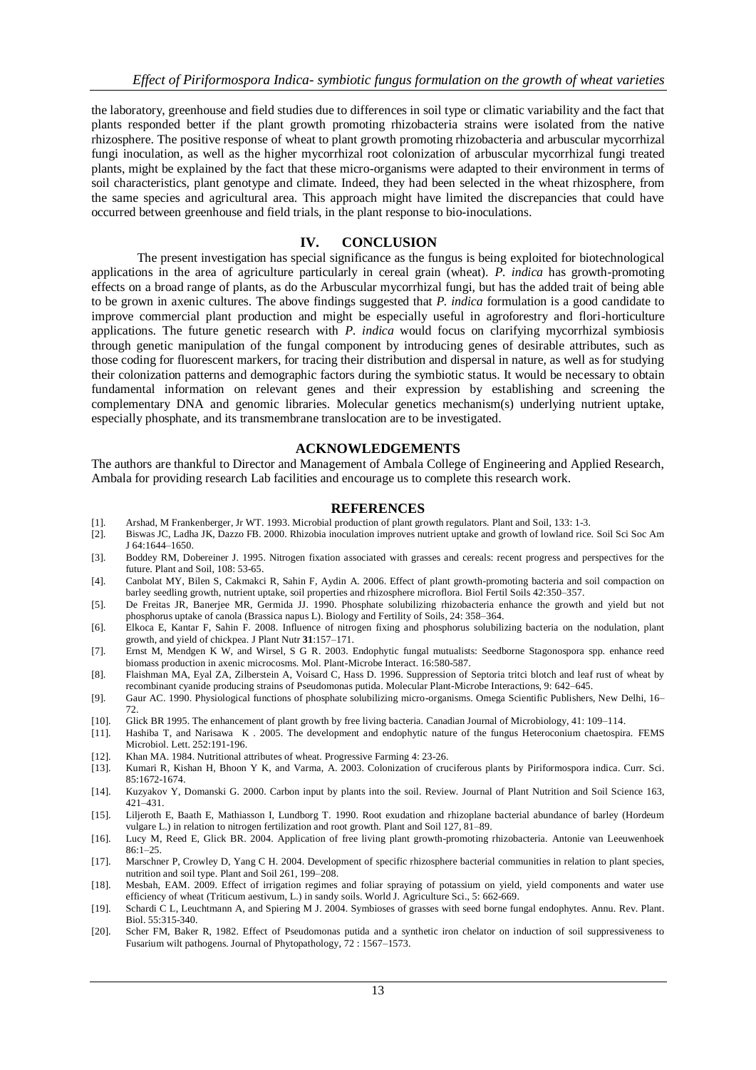the laboratory, greenhouse and field studies due to differences in soil type or climatic variability and the fact that plants responded better if the plant growth promoting rhizobacteria strains were isolated from the native rhizosphere. The positive response of wheat to plant growth promoting rhizobacteria and arbuscular mycorrhizal fungi inoculation, as well as the higher mycorrhizal root colonization of arbuscular mycorrhizal fungi treated plants, might be explained by the fact that these micro-organisms were adapted to their environment in terms of soil characteristics, plant genotype and climate. Indeed, they had been selected in the wheat rhizosphere, from the same species and agricultural area. This approach might have limited the discrepancies that could have occurred between greenhouse and field trials, in the plant response to bio-inoculations.

## IV. CONCLUSION

The present investigation has special significance as the fungus is being exploited for biotechnological applications in the area of agriculture particularly in cereal grain (wheat). *P. indica* has growth-promoting effects on a broad range of plants, as do the Arbuscular mycorrhizal fungi, but has the added trait of being able to be grown in axenic cultures. The above findings suggested that *P. indica* formulation is a good candidate to improve commercial plant production and might be especially useful in agroforestry and flori-horticulture applications. The future genetic research with *P. indica* would focus on clarifying mycorrhizal symbiosis through genetic manipulation of the fungal component by introducing genes of desirable attributes, such as those coding for fluorescent markers, for tracing their distribution and dispersal in nature, as well as for studying their colonization patterns and demographic factors during the symbiotic status. It would be necessary to obtain fundamental information on relevant genes and their expression by establishing and screening the complementary DNA and genomic libraries. Molecular genetics mechanism(s) underlying nutrient uptake, especially phosphate, and its transmembrane translocation are to be investigated.

## ACKNOWLEDGEMENTS

The authors are thankful to Director and Management of Ambala College of Engineering and Applied Research, Ambala for providing research Lab facilities and encourage us to complete this research work.

## REFERENCES

[1]. Arshad, M Frankenberger, Jr WT. 1993. Microbial production of plant growth regulators. Plant and Soil, 133: 1-3.

[2]. Biswas JC, Ladha JK, Dazzo FB. 2000. Rhizobia inoculation improves nutrient uptake and growth of lowland rice. Soil Sci Soc Am J 64:1644–1650.

[3]. Boddey RM, Dobereiner J. 1995. Nitrogen fixation associated with grasses and cereals: recent progress and perspectives for the future. Plant and Soil, 108: 53-65.

[4]. Canbolat MY, Bilen S, Cakmakci R, Sahin F, Aydin A. 2006. Effect of plant growth-promoting bacteria and soil compaction on barley seedling growth, nutrient uptake, soil properties and rhizosphere microflora. Biol Fertil Soils 42:350–357.

[5]. De Freitas JR, Banerjee MR, Germida JJ. 1990. Phosphate solubilizing rhizobacteria enhance the growth and yield but not phosphorus uptake of canola (Brassica napus L). Biology and Fertility of Soils, 24: 358–364.

[6]. Elkoca E, Kantar F, Sahin F. 2008. Influence of nitrogen fixing and phosphorus solubilizing bacteria on the nodulation, plant growth, and yield of chickpea. J Plant Nutr **31**:157–171.

[7]. Ernst M, Mendgen K W, and Wirsel, S G R. 2003. Endophytic fungal mutualists: Seedborne Stagonospora spp. enhance reed biomass production in axenic microcosms. Mol. Plant-Microbe Interact. 16:580-587.

[8]. Flaishman MA, Eyal ZA, Zilberstein A, Voisard C, Hass D. 1996. Suppression of Septoria tritci blotch and leaf rust of wheat by recombinant cyanide producing strains of Pseudomonas putida. Molecular Plant-Microbe Interactions, 9: 642–645.

[9]. Gaur AC. 1990. Physiological functions of phosphate solubilizing micro-organisms. Omega Scientific Publishers, New Delhi, 16–72.

[10]. Glick BR 1995. The enhancement of plant growth by free living bacteria. Canadian Journal of Microbiology, 41: 109–114.

[11]. Hashiba T, and Narisawa K . 2005. The development and endophytic nature of the fungus Heteroconium chaetospira. FEMS Microbiol. Lett. 252:191-196.

[12]. Khan MA. 1984. Nutritional attributes of wheat. Progressive Farming 4: 23-26.

[13]. Kumari R, Kishan H, Bhoon Y K, and Varma, A. 2003. Colonization of cruciferous plants by Piriformospora indica. Curr. Sci. 85:1672-1674.

[14]. Kuzyakov Y, Domanski G. 2000. Carbon input by plants into the soil. Review. Journal of Plant Nutrition and Soil Science 163, 421–431.

[15]. Liljeroth E, Baath E, Mathiasson I, Lundborg T. 1990. Root exudation and rhizoplane bacterial abundance of barley (Hordeum vulgare L.) in relation to nitrogen fertilization and root growth. Plant and Soil 127, 81–89.

[16]. Lucy M, Reed E, Glick BR. 2004. Application of free living plant growth-promoting rhizobacteria. Antonie van Leeuwenhoek 86:1–25.

[17]. Marschner P, Crowley D, Yang C H. 2004. Development of specific rhizosphere bacterial communities in relation to plant species, nutrition and soil type. Plant and Soil 261, 199–208.

[18]. Mesbah, EAM. 2009. Effect of irrigation regimes and foliar spraying of potassium on yield, yield components and water use efficiency of wheat (Triticum aestivum, L.) in sandy soils. World J. Agriculture Sci., 5: 662-669.

[19]. Schardi C L, Leuchtmann A, and Spiering M J. 2004. Symbioses of grasses with seed borne fungal endophytes. Annu. Rev. Plant. Biol. 55:315-340.

[20]. Scher FM, Baker R, 1982. Effect of Pseudomonas putida and a synthetic iron chelator on induction of soil suppressiveness to Fusarium wilt pathogens. Journal of Phytopathology, 72 : 1567–1573.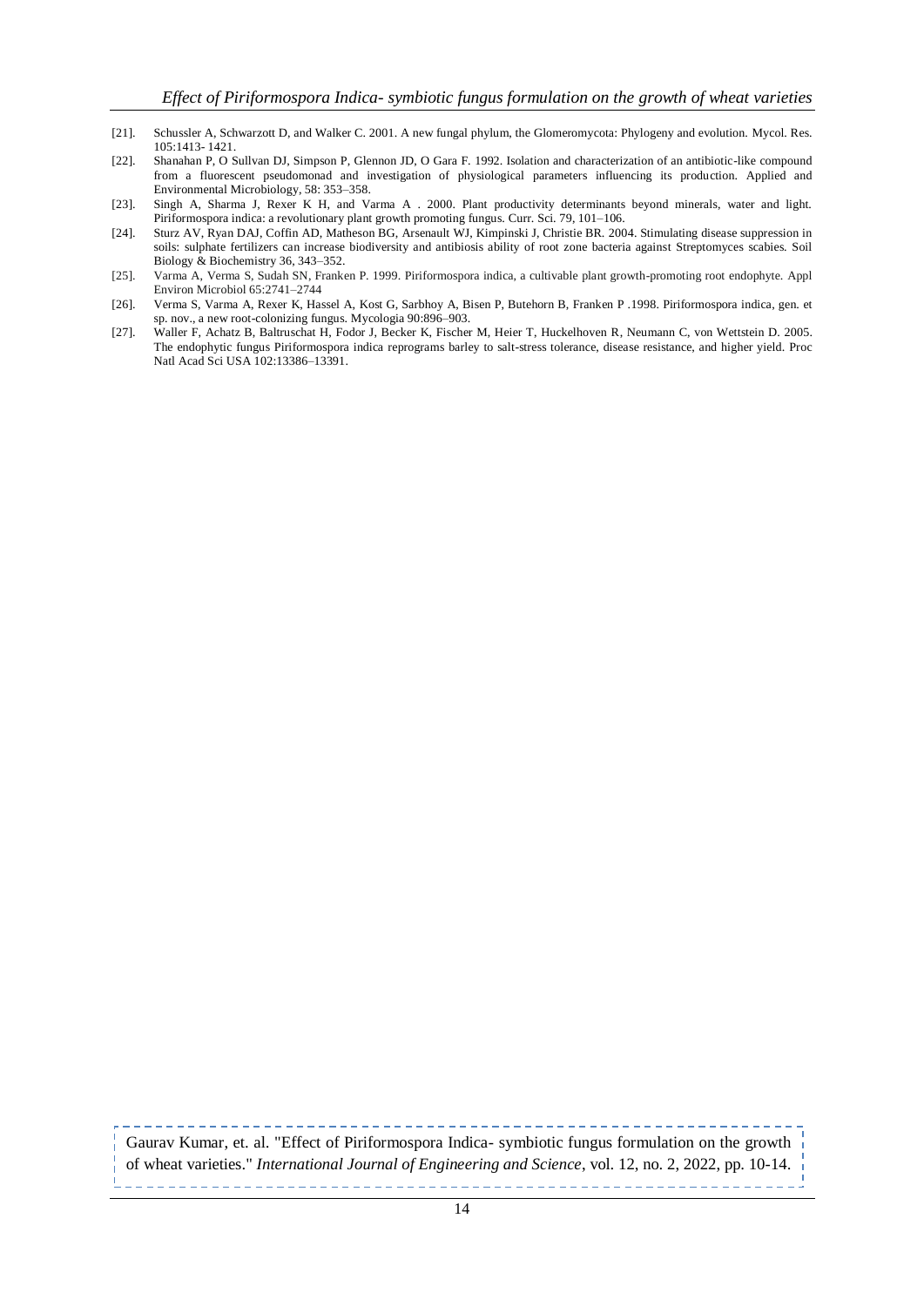[21]. Schussler A, Schwarzott D, and Walker C. 2001. A new fungal phylum, the Glomeromycota: Phylogeny and evolution. Mycol. Res. 105:1413- 1421.

[22]. Shanahan P, O Sullvan DJ, Simpson P, Glennon JD, O Gara F. 1992. Isolation and characterization of an antibiotic-like compound from a fluorescent pseudomonad and investigation of physiological parameters influencing its production. Applied and Environmental Microbiology, 58: 353–358.

[23]. Singh A, Sharma J, Rexer K H, and Varma A . 2000. Plant productivity determinants beyond minerals, water and light. Piriformospora indica: a revolutionary plant growth promoting fungus. Curr. Sci. 79, 101–106.

[24]. Sturz AV, Ryan DAJ, Coffin AD, Matheson BG, Arsenault WJ, Kimpinski J, Christie BR. 2004. Stimulating disease suppression in soils: sulphate fertilizers can increase biodiversity and antibiosis ability of root zone bacteria against Streptomyces scabies. Soil Biology & Biochemistry 36, 343–352.

[25]. Varma A, Verma S, Sudah SN, Franken P. 1999. Piriformospora indica, a cultivable plant growth-promoting root endophyte. Appl Environ Microbiol 65:2741–2744

[26]. Verma S, Varma A, Rexer K, Hassel A, Kost G, Sarbhoy A, Bisen P, Butehorn B, Franken P .1998. Piriformospora indica, gen. et sp. nov., a new root-colonizing fungus. Mycologia 90:896–903.

[27]. Waller F, Achatz B, Baltruschat H, Fodor J, Becker K, Fischer M, Heier T, Huckelhoven R, Neumann C, von Wettstein D. 2005. The endophytic fungus Piriformospora indica reprograms barley to salt-stress tolerance, disease resistance, and higher yield. Proc Natl Acad Sci USA 102:13386–13391.

Gaurav Kumar, et. al. "Effect of Piriformospora Indica- symbiotic fungus formulation on the growth of wheat varieties." *International Journal of Engineering and Science*, vol. 12, no. 2, 2022, pp. 10-14.